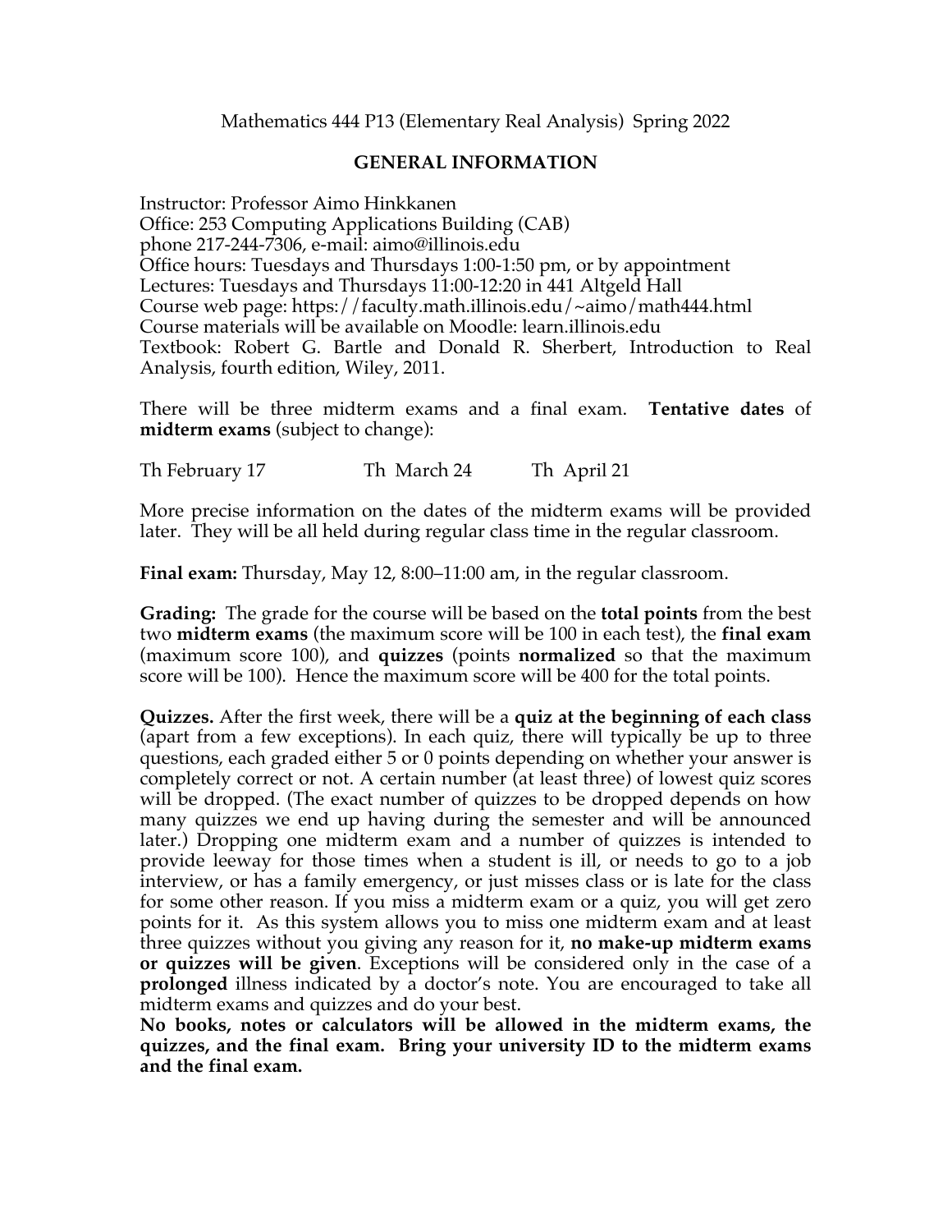Mathematics 444 P13 (Elementary Real Analysis) Spring 2022

## GENERAL INFORMATION

Instructor: Professor Aimo Hinkkanen
Office: 253 Computing Applications Building (CAB)
phone 217-244-7306, e-mail: aimo@illinois.edu
Office hours: Tuesdays and Thursdays 1:00-1:50 pm, or by appointment
Lectures: Tuesdays and Thursdays 11:00-12:20 in 441 Altgeld Hall
Course web page: https://faculty.math.illinois.edu/~aimo/math444.html
Course materials will be available on Moodle: learn.illinois.edu
Textbook: Robert G. Bartle and Donald R. Sherbert, Introduction to Real Analysis, fourth edition, Wiley, 2011.

There will be three midterm exams and a final exam. **Tentative dates** of **midterm exams** (subject to change):

Th February 17 Th March 24 Th April 21

More precise information on the dates of the midterm exams will be provided later. They will be all held during regular class time in the regular classroom.

**Final exam:** Thursday, May 12, 8:00–11:00 am, in the regular classroom.

**Grading:** The grade for the course will be based on the **total points** from the best two **midterm exams** (the maximum score will be 100 in each test), the **final exam** (maximum score 100), and **quizzes** (points **normalized** so that the maximum score will be 100). Hence the maximum score will be 400 for the total points.

**Quizzes.** After the first week, there will be a **quiz at the beginning of each class** (apart from a few exceptions). In each quiz, there will typically be up to three questions, each graded either 5 or 0 points depending on whether your answer is completely correct or not. A certain number (at least three) of lowest quiz scores will be dropped. (The exact number of quizzes to be dropped depends on how many quizzes we end up having during the semester and will be announced later.) Dropping one midterm exam and a number of quizzes is intended to provide leeway for those times when a student is ill, or needs to go to a job interview, or has a family emergency, or just misses class or is late for the class for some other reason. If you miss a midterm exam or a quiz, you will get zero points for it. As this system allows you to miss one midterm exam and at least three quizzes without you giving any reason for it, **no make-up midterm exams or quizzes will be given**. Exceptions will be considered only in the case of a **prolonged** illness indicated by a doctor's note. You are encouraged to take all midterm exams and quizzes and do your best.
**No books, notes or calculators will be allowed in the midterm exams, the quizzes, and the final exam. Bring your university ID to the midterm exams and the final exam.**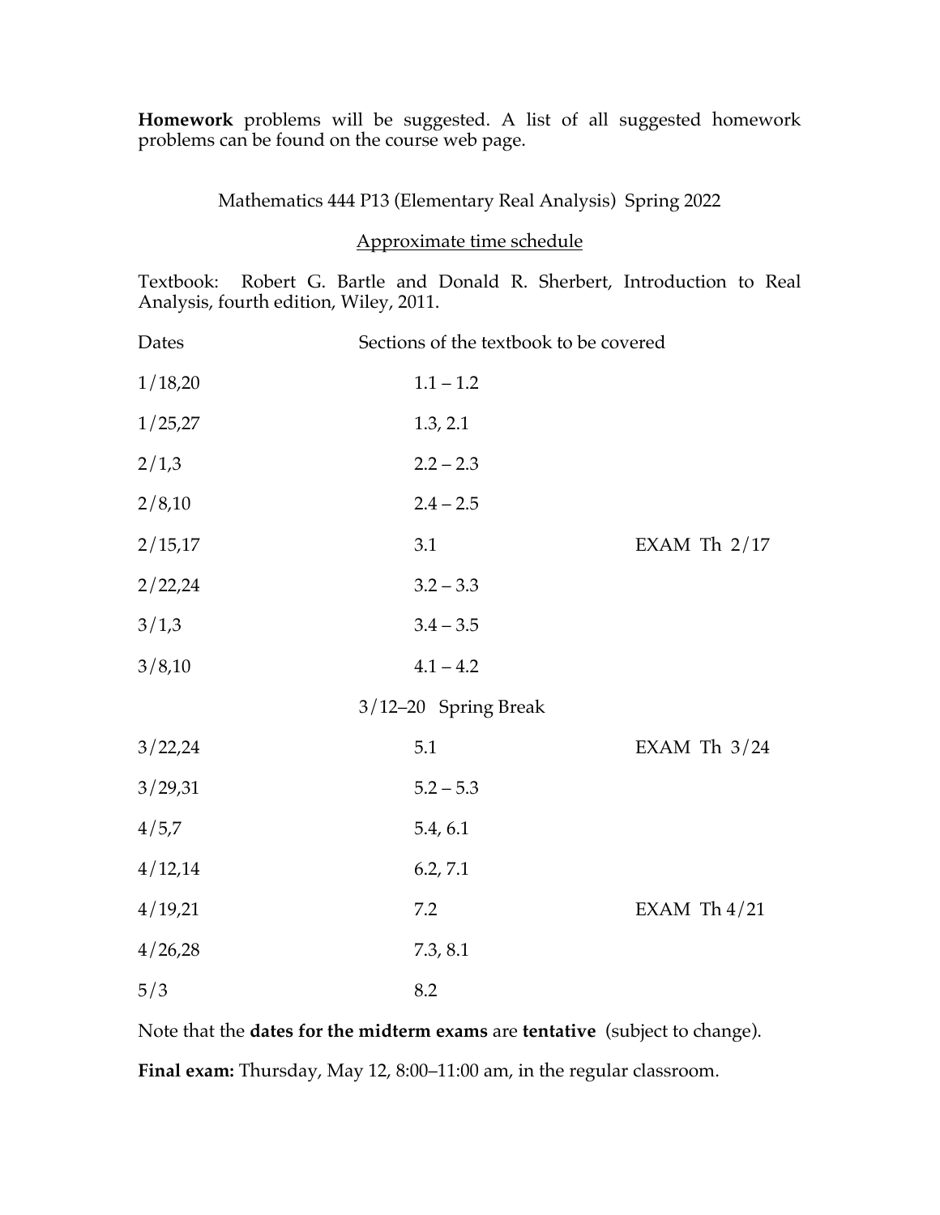**Homework** problems will be suggested. A list of all suggested homework problems can be found on the course web page.

Mathematics 444 P13 (Elementary Real Analysis) Spring 2022

<u>Approximate time schedule</u>

Textbook: Robert G. Bartle and Donald R. Sherbert, Introduction to Real Analysis, fourth edition, Wiley, 2011.

| Dates | Sections of the textbook to be covered | |
|---|---|---|
| 1/18,20 | 1.1 – 1.2 | |
| 1/25,27 | 1.3, 2.1 | |
| 2/1,3 | 2.2 – 2.3 | |
| 2/8,10 | 2.4 – 2.5 | |
| 2/15,17 | 3.1 | EXAM Th 2/17 |
| 2/22,24 | 3.2 – 3.3 | |
| 3/1,3 | 3.4 – 3.5 | |
| 3/8,10 | 4.1 – 4.2 | |
| | 3/12–20 Spring Break | |
| 3/22,24 | 5.1 | EXAM Th 3/24 |
| 3/29,31 | 5.2 – 5.3 | |
| 4/5,7 | 5.4, 6.1 | |
| 4/12,14 | 6.2, 7.1 | |
| 4/19,21 | 7.2 | EXAM Th 4/21 |
| 4/26,28 | 7.3, 8.1 | |
| 5/3 | 8.2 | |

Note that the **dates for the midterm exams** are **tentative** (subject to change).

**Final exam:** Thursday, May 12, 8:00–11:00 am, in the regular classroom.